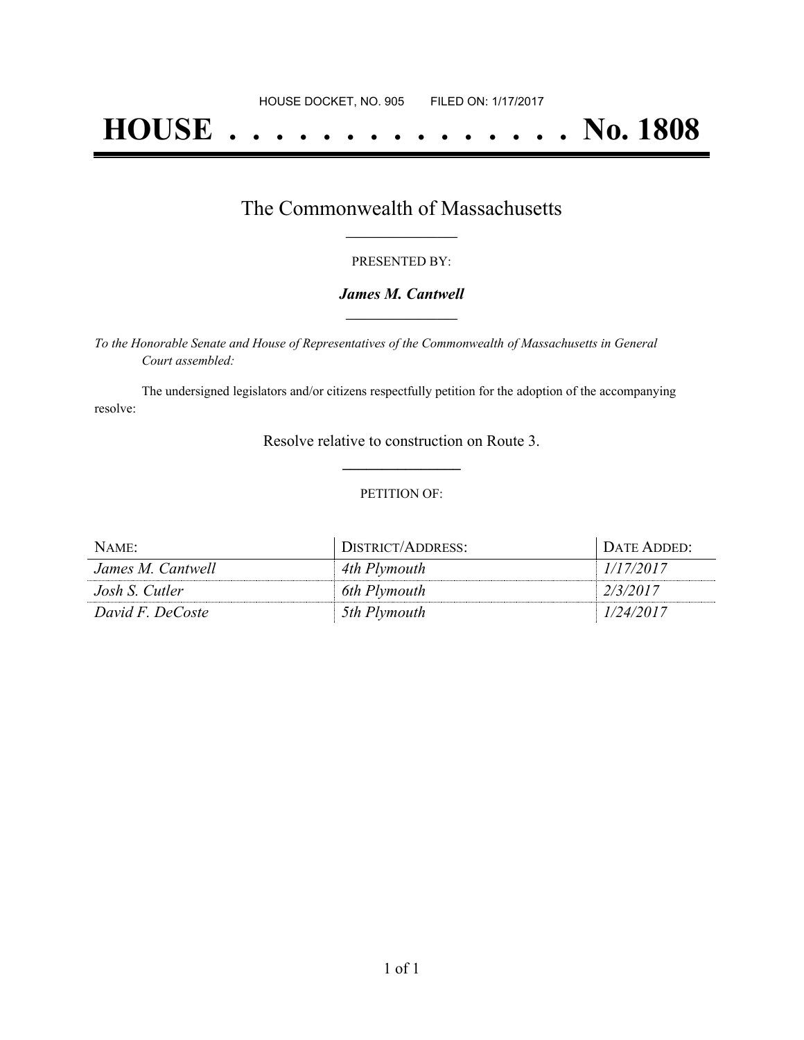HOUSE DOCKET, NO. 905 FILED ON: 1/17/2017

# HOUSE . . . . . . . . . . . . . . . No. 1808

## The Commonwealth of Massachusetts

PRESENTED BY:

***James M. Cantwell***

*To the Honorable Senate and House of Representatives of the Commonwealth of Massachusetts in General Court assembled:*

The undersigned legislators and/or citizens respectfully petition for the adoption of the accompanying resolve:

Resolve relative to construction on Route 3.

PETITION OF:

| NAME: | DISTRICT/ADDRESS: | DATE ADDED: |
|---|---|---|
| *James M. Cantwell* | *4th Plymouth* | *1/17/2017* |
| *Josh S. Cutler* | *6th Plymouth* | *2/3/2017* |
| *David F. DeCoste* | *5th Plymouth* | *1/24/2017* |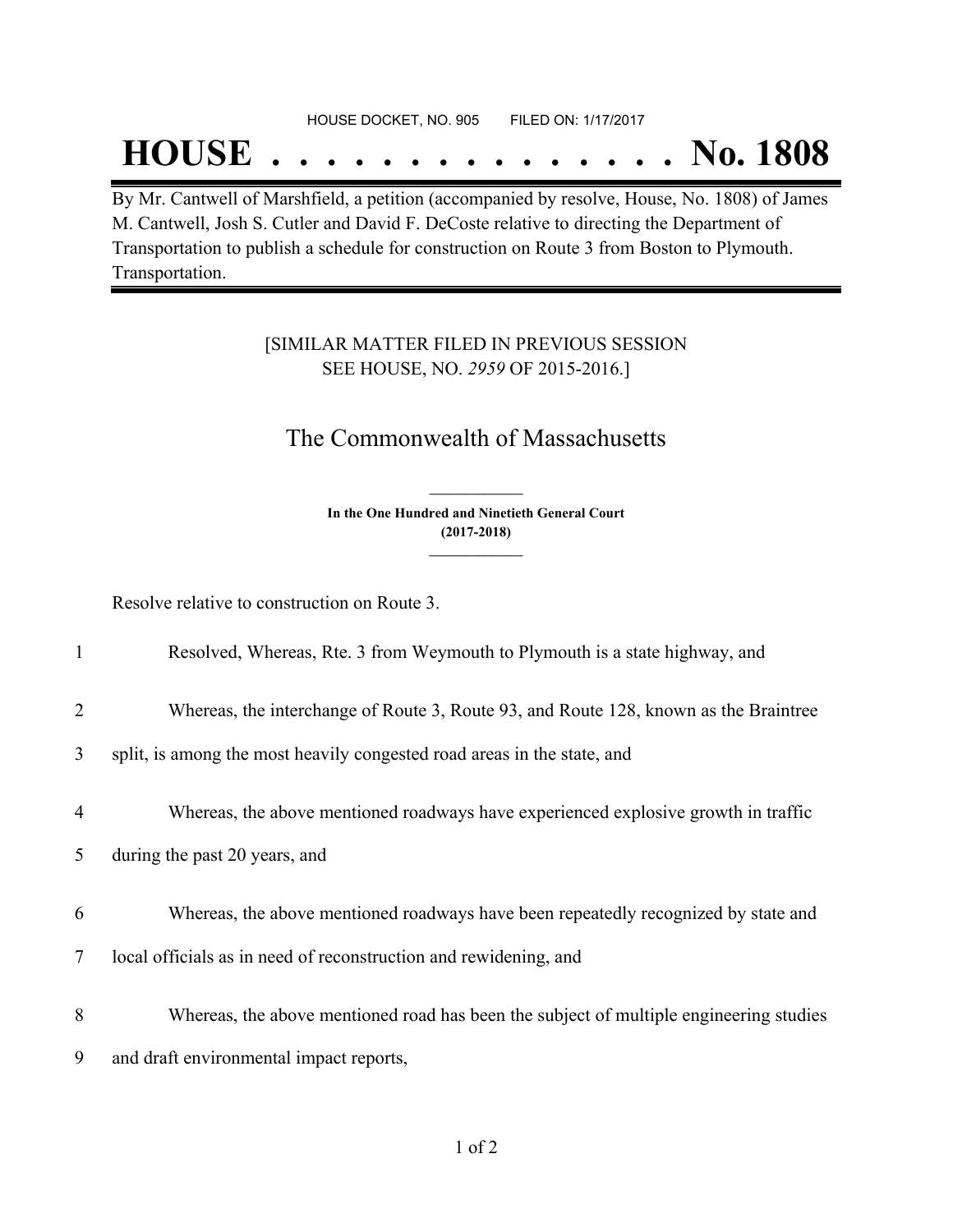HOUSE DOCKET, NO. 905 FILED ON: 1/17/2017

# HOUSE . . . . . . . . . . . . . . . No. 1808

By Mr. Cantwell of Marshfield, a petition (accompanied by resolve, House, No. 1808) of James M. Cantwell, Josh S. Cutler and David F. DeCoste relative to directing the Department of Transportation to publish a schedule for construction on Route 3 from Boston to Plymouth. Transportation.

[SIMILAR MATTER FILED IN PREVIOUS SESSION SEE HOUSE, NO. *2959* OF 2015-2016.]

## The Commonwealth of Massachusetts

**In the One Hundred and Ninetieth General Court (2017-2018)**

Resolve relative to construction on Route 3.

1 Resolved, Whereas, Rte. 3 from Weymouth to Plymouth is a state highway, and

2 Whereas, the interchange of Route 3, Route 93, and Route 128, known as the Braintree

3 split, is among the most heavily congested road areas in the state, and

4 Whereas, the above mentioned roadways have experienced explosive growth in traffic

5 during the past 20 years, and

6 Whereas, the above mentioned roadways have been repeatedly recognized by state and

7 local officials as in need of reconstruction and rewidening, and

8 Whereas, the above mentioned road has been the subject of multiple engineering studies

9 and draft environmental impact reports,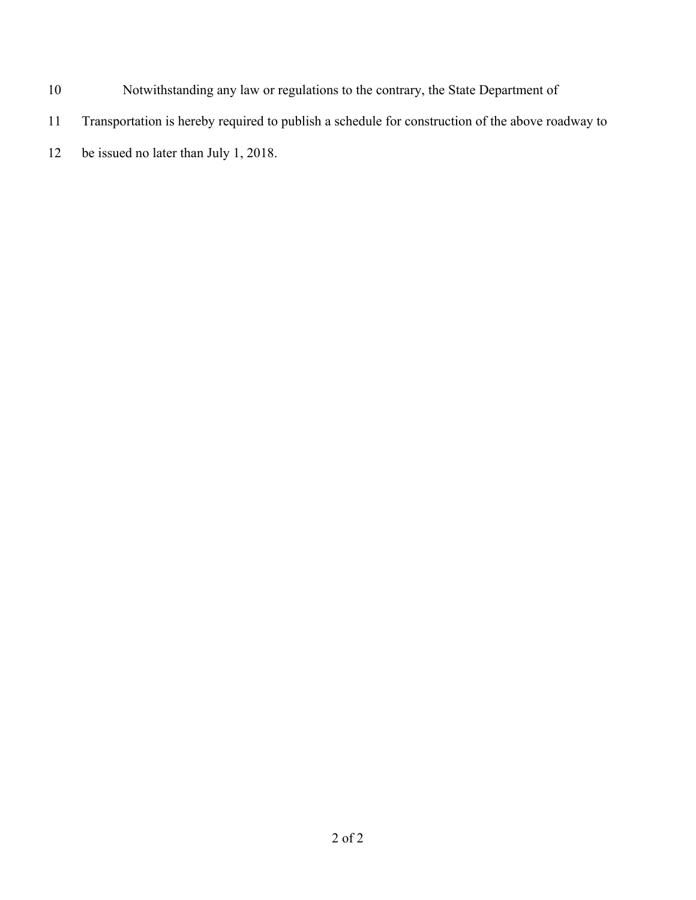Notwithstanding any law or regulations to the contrary, the State Department of Transportation is hereby required to publish a schedule for construction of the above roadway to be issued no later than July 1, 2018.